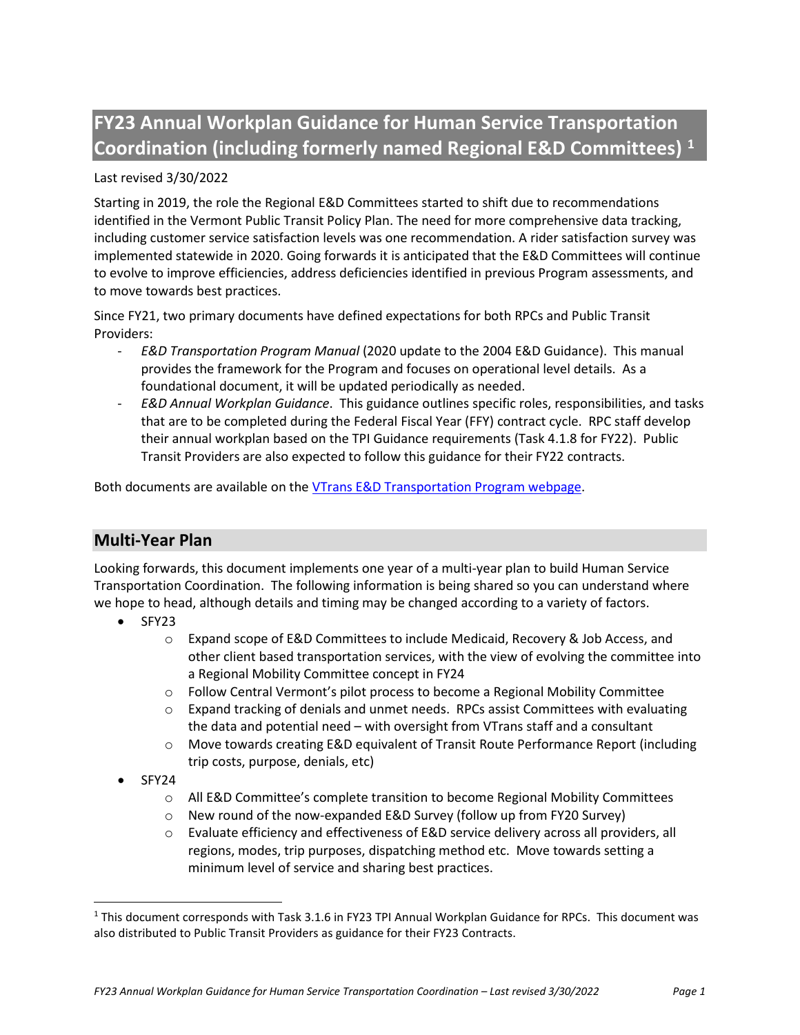# FY23 Annual Workplan Guidance for Human Service Transportation Coordination (including formerly named Regional E&D Committees) [1]

Last revised 3/30/2022

Starting in 2019, the role the Regional E&D Committees started to shift due to recommendations identified in the Vermont Public Transit Policy Plan. The need for more comprehensive data tracking, including customer service satisfaction levels was one recommendation. A rider satisfaction survey was implemented statewide in 2020. Going forwards it is anticipated that the E&D Committees will continue to evolve to improve efficiencies, address deficiencies identified in previous Program assessments, and to move towards best practices.

Since FY21, two primary documents have defined expectations for both RPCs and Public Transit Providers:

- *E&D Transportation Program Manual* (2020 update to the 2004 E&D Guidance). This manual provides the framework for the Program and focuses on operational level details. As a foundational document, it will be updated periodically as needed.
- *E&D Annual Workplan Guidance*. This guidance outlines specific roles, responsibilities, and tasks that are to be completed during the Federal Fiscal Year (FFY) contract cycle. RPC staff develop their annual workplan based on the TPI Guidance requirements (Task 4.1.8 for FY22). Public Transit Providers are also expected to follow this guidance for their FY22 contracts.

Both documents are available on the VTrans E&D Transportation Program webpage.

## Multi-Year Plan

Looking forwards, this document implements one year of a multi-year plan to build Human Service Transportation Coordination. The following information is being shared so you can understand where we hope to head, although details and timing may be changed according to a variety of factors.

- SFY23
  - Expand scope of E&D Committees to include Medicaid, Recovery & Job Access, and other client based transportation services, with the view of evolving the committee into a Regional Mobility Committee concept in FY24
  - Follow Central Vermont's pilot process to become a Regional Mobility Committee
  - Expand tracking of denials and unmet needs. RPCs assist Committees with evaluating the data and potential need – with oversight from VTrans staff and a consultant
  - Move towards creating E&D equivalent of Transit Route Performance Report (including trip costs, purpose, denials, etc)
- SFY24
  - All E&D Committee's complete transition to become Regional Mobility Committees
  - New round of the now-expanded E&D Survey (follow up from FY20 Survey)
  - Evaluate efficiency and effectiveness of E&D service delivery across all providers, all regions, modes, trip purposes, dispatching method etc. Move towards setting a minimum level of service and sharing best practices.

[1] This document corresponds with Task 3.1.6 in FY23 TPI Annual Workplan Guidance for RPCs. This document was also distributed to Public Transit Providers as guidance for their FY23 Contracts.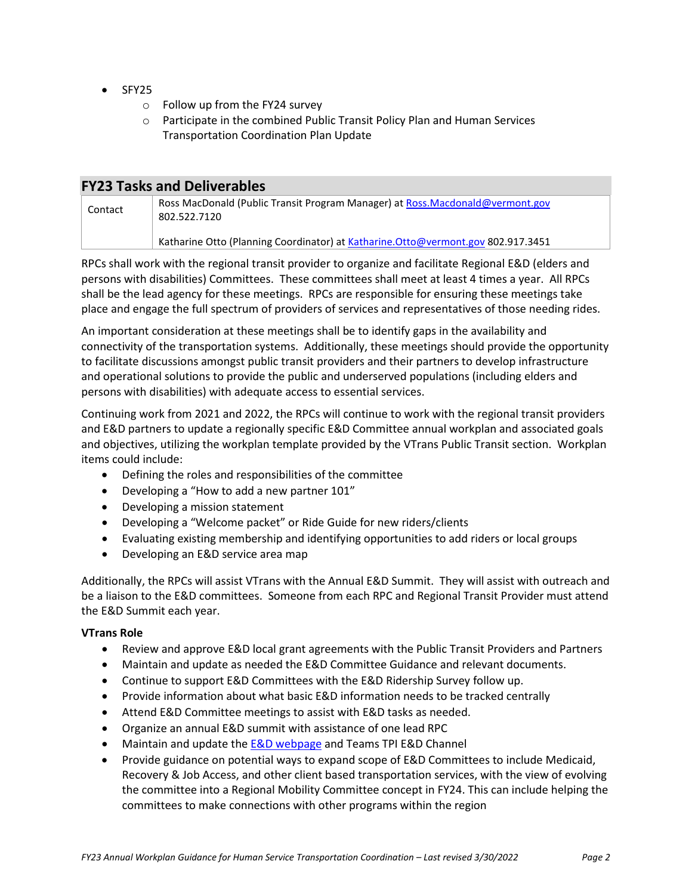- SFY25
  - Follow up from the FY24 survey
  - Participate in the combined Public Transit Policy Plan and Human Services Transportation Coordination Plan Update

## FY23 Tasks and Deliverables

| Contact | Ross MacDonald (Public Transit Program Manager) at Ross.Macdonald@vermont.gov 802.522.7120<br><br>Katharine Otto (Planning Coordinator) at Katharine.Otto@vermont.gov 802.917.3451 |
|---|---|

RPCs shall work with the regional transit provider to organize and facilitate Regional E&D (elders and persons with disabilities) Committees. These committees shall meet at least 4 times a year. All RPCs shall be the lead agency for these meetings. RPCs are responsible for ensuring these meetings take place and engage the full spectrum of providers of services and representatives of those needing rides.

An important consideration at these meetings shall be to identify gaps in the availability and connectivity of the transportation systems. Additionally, these meetings should provide the opportunity to facilitate discussions amongst public transit providers and their partners to develop infrastructure and operational solutions to provide the public and underserved populations (including elders and persons with disabilities) with adequate access to essential services.

Continuing work from 2021 and 2022, the RPCs will continue to work with the regional transit providers and E&D partners to update a regionally specific E&D Committee annual workplan and associated goals and objectives, utilizing the workplan template provided by the VTrans Public Transit section. Workplan items could include:

- Defining the roles and responsibilities of the committee
- Developing a "How to add a new partner 101"
- Developing a mission statement
- Developing a "Welcome packet" or Ride Guide for new riders/clients
- Evaluating existing membership and identifying opportunities to add riders or local groups
- Developing an E&D service area map

Additionally, the RPCs will assist VTrans with the Annual E&D Summit. They will assist with outreach and be a liaison to the E&D committees. Someone from each RPC and Regional Transit Provider must attend the E&D Summit each year.

**VTrans Role**

- Review and approve E&D local grant agreements with the Public Transit Providers and Partners
- Maintain and update as needed the E&D Committee Guidance and relevant documents.
- Continue to support E&D Committees with the E&D Ridership Survey follow up.
- Provide information about what basic E&D information needs to be tracked centrally
- Attend E&D Committee meetings to assist with E&D tasks as needed.
- Organize an annual E&D summit with assistance of one lead RPC
- Maintain and update the E&D webpage and Teams TPI E&D Channel
- Provide guidance on potential ways to expand scope of E&D Committees to include Medicaid, Recovery & Job Access, and other client based transportation services, with the view of evolving the committee into a Regional Mobility Committee concept in FY24. This can include helping the committees to make connections with other programs within the region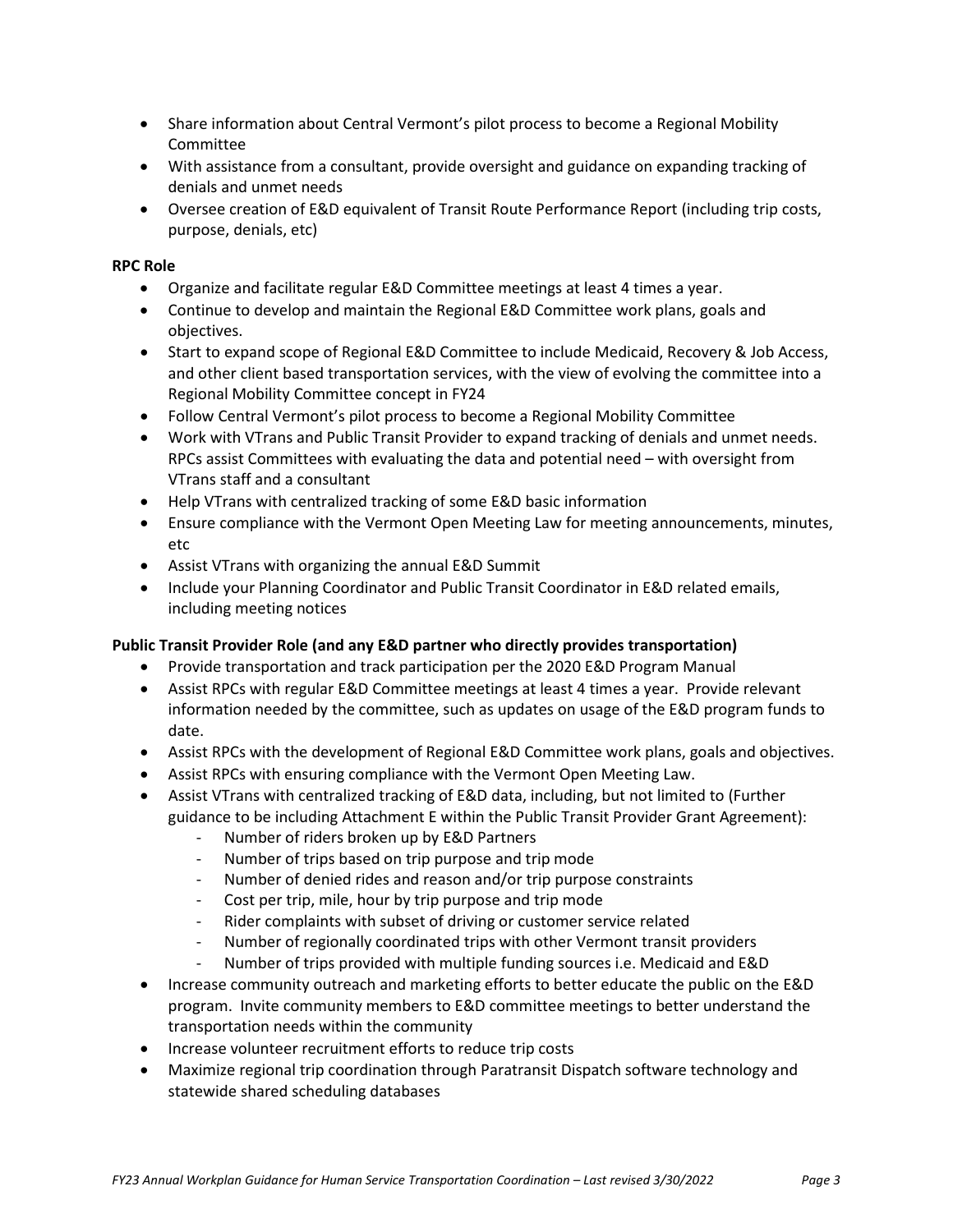- Share information about Central Vermont's pilot process to become a Regional Mobility Committee
- With assistance from a consultant, provide oversight and guidance on expanding tracking of denials and unmet needs
- Oversee creation of E&D equivalent of Transit Route Performance Report (including trip costs, purpose, denials, etc)

**RPC Role**

- Organize and facilitate regular E&D Committee meetings at least 4 times a year.
- Continue to develop and maintain the Regional E&D Committee work plans, goals and objectives.
- Start to expand scope of Regional E&D Committee to include Medicaid, Recovery & Job Access, and other client based transportation services, with the view of evolving the committee into a Regional Mobility Committee concept in FY24
- Follow Central Vermont's pilot process to become a Regional Mobility Committee
- Work with VTrans and Public Transit Provider to expand tracking of denials and unmet needs. RPCs assist Committees with evaluating the data and potential need – with oversight from VTrans staff and a consultant
- Help VTrans with centralized tracking of some E&D basic information
- Ensure compliance with the Vermont Open Meeting Law for meeting announcements, minutes, etc
- Assist VTrans with organizing the annual E&D Summit
- Include your Planning Coordinator and Public Transit Coordinator in E&D related emails, including meeting notices

**Public Transit Provider Role (and any E&D partner who directly provides transportation)**

- Provide transportation and track participation per the 2020 E&D Program Manual
- Assist RPCs with regular E&D Committee meetings at least 4 times a year. Provide relevant information needed by the committee, such as updates on usage of the E&D program funds to date.
- Assist RPCs with the development of Regional E&D Committee work plans, goals and objectives.
- Assist RPCs with ensuring compliance with the Vermont Open Meeting Law.
- Assist VTrans with centralized tracking of E&D data, including, but not limited to (Further guidance to be including Attachment E within the Public Transit Provider Grant Agreement):
    - Number of riders broken up by E&D Partners
    - Number of trips based on trip purpose and trip mode
    - Number of denied rides and reason and/or trip purpose constraints
    - Cost per trip, mile, hour by trip purpose and trip mode
    - Rider complaints with subset of driving or customer service related
    - Number of regionally coordinated trips with other Vermont transit providers
    - Number of trips provided with multiple funding sources i.e. Medicaid and E&D
- Increase community outreach and marketing efforts to better educate the public on the E&D program. Invite community members to E&D committee meetings to better understand the transportation needs within the community
- Increase volunteer recruitment efforts to reduce trip costs
- Maximize regional trip coordination through Paratransit Dispatch software technology and statewide shared scheduling databases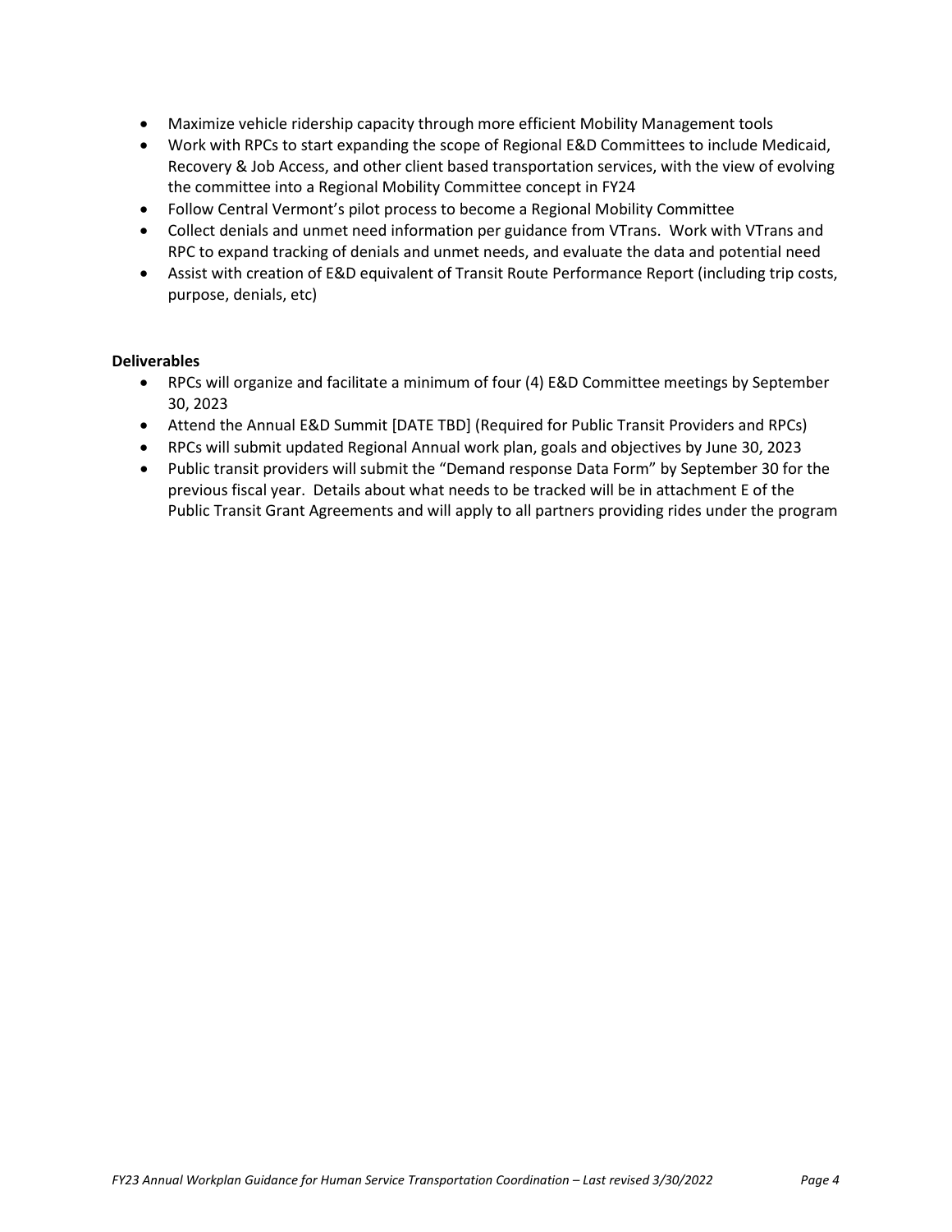- Maximize vehicle ridership capacity through more efficient Mobility Management tools
- Work with RPCs to start expanding the scope of Regional E&D Committees to include Medicaid, Recovery & Job Access, and other client based transportation services, with the view of evolving the committee into a Regional Mobility Committee concept in FY24
- Follow Central Vermont's pilot process to become a Regional Mobility Committee
- Collect denials and unmet need information per guidance from VTrans. Work with VTrans and RPC to expand tracking of denials and unmet needs, and evaluate the data and potential need
- Assist with creation of E&D equivalent of Transit Route Performance Report (including trip costs, purpose, denials, etc)

**Deliverables**

- RPCs will organize and facilitate a minimum of four (4) E&D Committee meetings by September 30, 2023
- Attend the Annual E&D Summit [DATE TBD] (Required for Public Transit Providers and RPCs)
- RPCs will submit updated Regional Annual work plan, goals and objectives by June 30, 2023
- Public transit providers will submit the "Demand response Data Form" by September 30 for the previous fiscal year. Details about what needs to be tracked will be in attachment E of the Public Transit Grant Agreements and will apply to all partners providing rides under the program